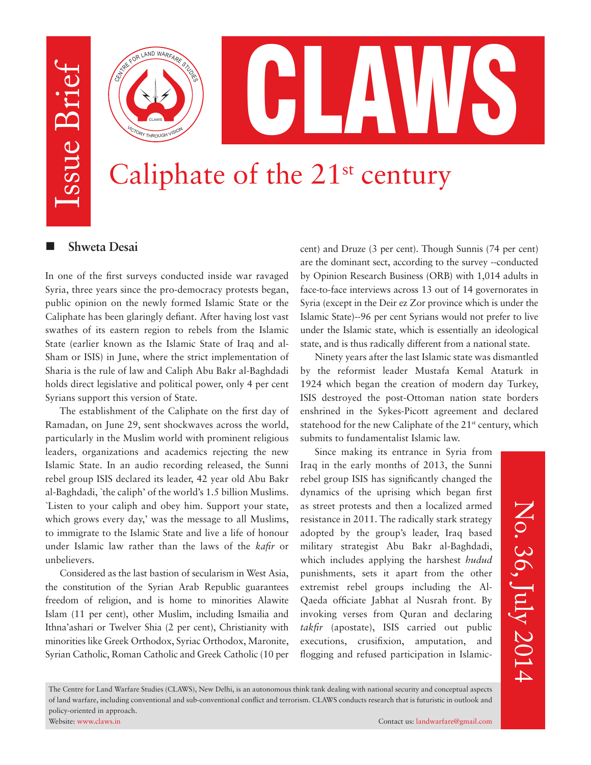Issue Brief

CLAWS

# Caliphate of the 21st century

**Shweta Desai**

In one of the first surveys conducted inside war ravaged Syria, three years since the pro-democracy protests began, public opinion on the newly formed Islamic State or the Caliphate has been glaringly defiant. After having lost vast swathes of its eastern region to rebels from the Islamic State (earlier known as the Islamic State of Iraq and al-Sham or ISIS) in June, where the strict implementation of Sharia is the rule of law and Caliph Abu Bakr al-Baghdadi holds direct legislative and political power, only 4 per cent Syrians support this version of State.

The establishment of the Caliphate on the first day of Ramadan, on June 29, sent shockwaves across the world, particularly in the Muslim world with prominent religious leaders, organizations and academics rejecting the new Islamic State. In an audio recording released, the Sunni rebel group ISIS declared its leader, 42 year old Abu Bakr al-Baghdadi, `the caliph' of the world's 1.5 billion Muslims. `Listen to your caliph and obey him. Support your state, which grows every day,' was the message to all Muslims, to immigrate to the Islamic State and live a life of honour under Islamic law rather than the laws of the *kafir* or unbelievers.

Considered as the last bastion of secularism in West Asia, the constitution of the Syrian Arab Republic guarantees freedom of religion, and is home to minorities Alawite Islam (11 per cent), other Muslim, including Ismailia and Ithna'ashari or Twelver Shia (2 per cent), Christianity with minorities like Greek Orthodox, Syriac Orthodox, Maronite, Syrian Catholic, Roman Catholic and Greek Catholic (10 per cent) and Druze (3 per cent). Though Sunnis (74 per cent) are the dominant sect, according to the survey --conducted by Opinion Research Business (ORB) with 1,014 adults in face-to-face interviews across 13 out of 14 governorates in Syria (except in the Deir ez Zor province which is under the Islamic State)--96 per cent Syrians would not prefer to live under the Islamic state, which is essentially an ideological state, and is thus radically different from a national state.

Ninety years after the last Islamic state was dismantled by the reformist leader Mustafa Kemal Ataturk in 1924 which began the creation of modern day Turkey, ISIS destroyed the post-Ottoman nation state borders enshrined in the Sykes-Picott agreement and declared statehood for the new Caliphate of the 21st century, which submits to fundamentalist Islamic law.

Since making its entrance in Syria from Iraq in the early months of 2013, the Sunni rebel group ISIS has significantly changed the dynamics of the uprising which began first as street protests and then a localized armed resistance in 2011. The radically stark strategy adopted by the group's leader, Iraq based military strategist Abu Bakr al-Baghdadi, which includes applying the harshest *hudud* punishments, sets it apart from the other extremist rebel groups including the Al-Qaeda officiate Jabhat al Nusrah front. By invoking verses from Quran and declaring *takfir* (apostate), ISIS carried out public executions, crusifixion, amputation, and flogging and refused participation in Islamic-

No. 36, July 2014

The Centre for Land Warfare Studies (CLAWS), New Delhi, is an autonomous think tank dealing with national security and conceptual aspects of land warfare, including conventional and sub-conventional conflict and terrorism. CLAWS conducts research that is futuristic in outlook and policy-oriented in approach.

Website: www.claws.in Contact us: landwarfare@gmail.com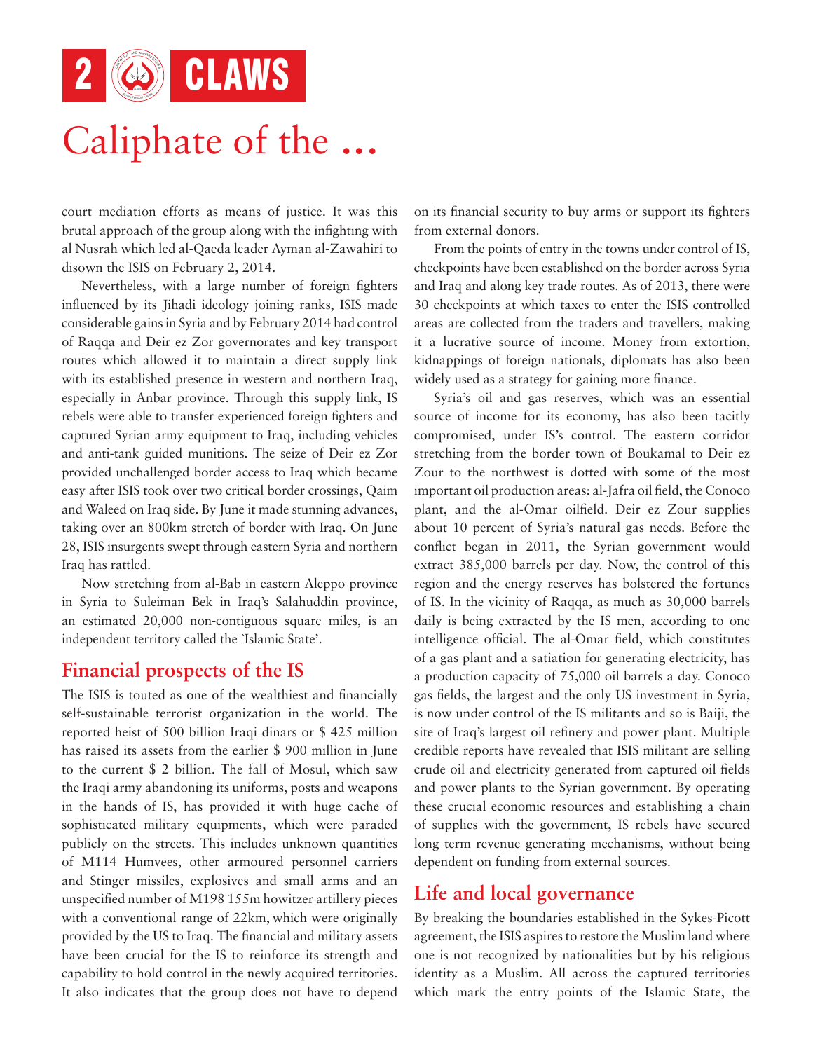# Caliphate of the ...

court mediation efforts as means of justice. It was this brutal approach of the group along with the infighting with al Nusrah which led al-Qaeda leader Ayman al-Zawahiri to disown the ISIS on February 2, 2014.

Nevertheless, with a large number of foreign fighters influenced by its Jihadi ideology joining ranks, ISIS made considerable gains in Syria and by February 2014 had control of Raqqa and Deir ez Zor governorates and key transport routes which allowed it to maintain a direct supply link with its established presence in western and northern Iraq, especially in Anbar province. Through this supply link, IS rebels were able to transfer experienced foreign fighters and captured Syrian army equipment to Iraq, including vehicles and anti-tank guided munitions. The seize of Deir ez Zor provided unchallenged border access to Iraq which became easy after ISIS took over two critical border crossings, Qaim and Waleed on Iraq side. By June it made stunning advances, taking over an 800km stretch of border with Iraq. On June 28, ISIS insurgents swept through eastern Syria and northern Iraq has rattled.

Now stretching from al-Bab in eastern Aleppo province in Syria to Suleiman Bek in Iraq's Salahuddin province, an estimated 20,000 non-contiguous square miles, is an independent territory called the `Islamic State'.

## Financial prospects of the IS

The ISIS is touted as one of the wealthiest and financially self-sustainable terrorist organization in the world. The reported heist of 500 billion Iraqi dinars or $ 425 million has raised its assets from the earlier $ 900 million in June to the current $ 2 billion. The fall of Mosul, which saw the Iraqi army abandoning its uniforms, posts and weapons in the hands of IS, has provided it with huge cache of sophisticated military equipments, which were paraded publicly on the streets. This includes unknown quantities of M114 Humvees, other armoured personnel carriers and Stinger missiles, explosives and small arms and an unspecified number of M198 155m howitzer artillery pieces with a conventional range of 22km, which were originally provided by the US to Iraq. The financial and military assets have been crucial for the IS to reinforce its strength and capability to hold control in the newly acquired territories. It also indicates that the group does not have to depend on its financial security to buy arms or support its fighters from external donors.

From the points of entry in the towns under control of IS, checkpoints have been established on the border across Syria and Iraq and along key trade routes. As of 2013, there were 30 checkpoints at which taxes to enter the ISIS controlled areas are collected from the traders and travellers, making it a lucrative source of income. Money from extortion, kidnappings of foreign nationals, diplomats has also been widely used as a strategy for gaining more finance.

Syria's oil and gas reserves, which was an essential source of income for its economy, has also been tacitly compromised, under IS's control. The eastern corridor stretching from the border town of Boukamal to Deir ez Zour to the northwest is dotted with some of the most important oil production areas: al-Jafra oil field, the Conoco plant, and the al-Omar oilfield. Deir ez Zour supplies about 10 percent of Syria's natural gas needs. Before the conflict began in 2011, the Syrian government would extract 385,000 barrels per day. Now, the control of this region and the energy reserves has bolstered the fortunes of IS. In the vicinity of Raqqa, as much as 30,000 barrels daily is being extracted by the IS men, according to one intelligence official. The al-Omar field, which constitutes of a gas plant and a satiation for generating electricity, has a production capacity of 75,000 oil barrels a day. Conoco gas fields, the largest and the only US investment in Syria, is now under control of the IS militants and so is Baiji, the site of Iraq's largest oil refinery and power plant. Multiple credible reports have revealed that ISIS militant are selling crude oil and electricity generated from captured oil fields and power plants to the Syrian government. By operating these crucial economic resources and establishing a chain of supplies with the government, IS rebels have secured long term revenue generating mechanisms, without being dependent on funding from external sources.

## Life and local governance

By breaking the boundaries established in the Sykes-Picott agreement, the ISIS aspires to restore the Muslim land where one is not recognized by nationalities but by his religious identity as a Muslim. All across the captured territories which mark the entry points of the Islamic State, the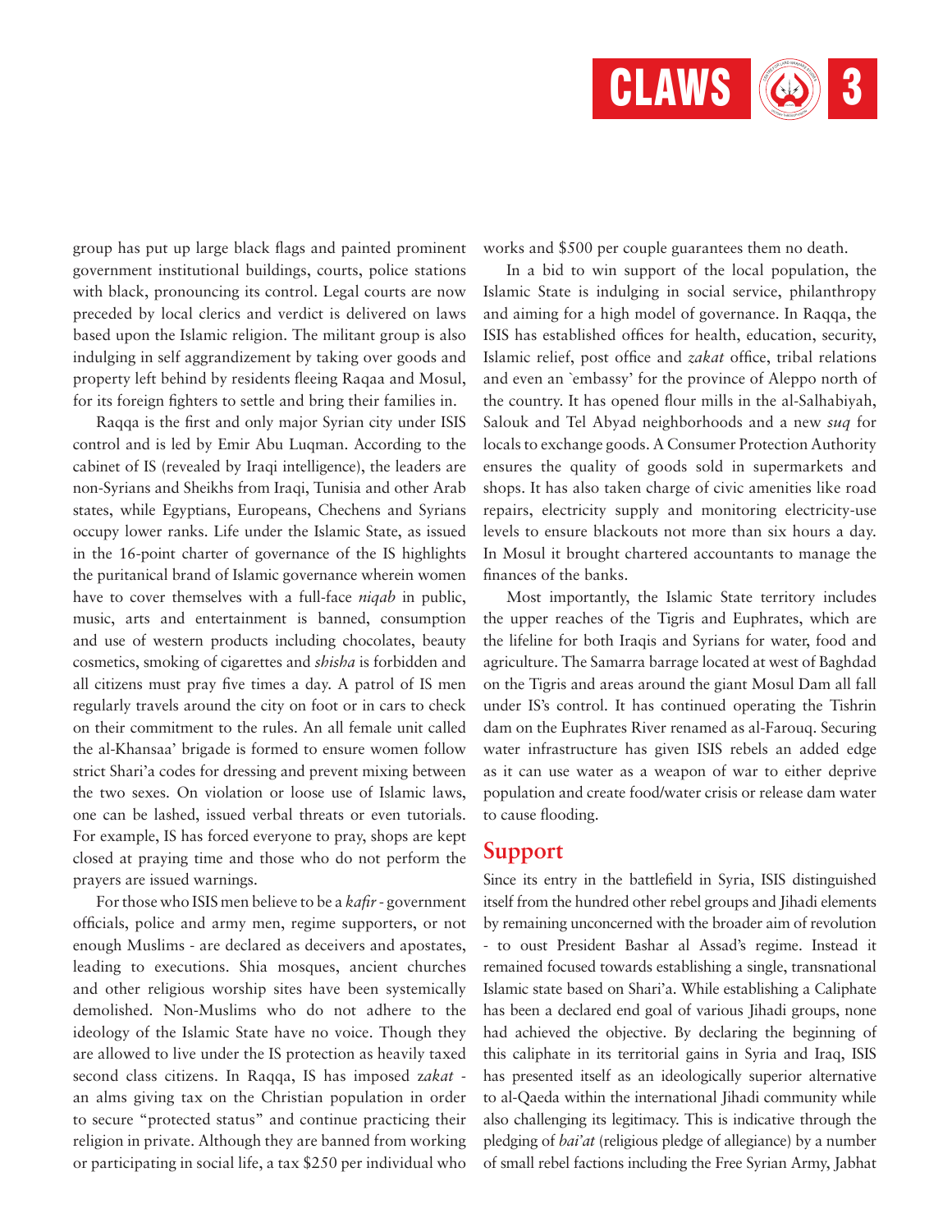group has put up large black flags and painted prominent government institutional buildings, courts, police stations with black, pronouncing its control. Legal courts are now preceded by local clerics and verdict is delivered on laws based upon the Islamic religion. The militant group is also indulging in self aggrandizement by taking over goods and property left behind by residents fleeing Raqaa and Mosul, for its foreign fighters to settle and bring their families in.

Raqqa is the first and only major Syrian city under ISIS control and is led by Emir Abu Luqman. According to the cabinet of IS (revealed by Iraqi intelligence), the leaders are non-Syrians and Sheikhs from Iraqi, Tunisia and other Arab states, while Egyptians, Europeans, Chechens and Syrians occupy lower ranks. Life under the Islamic State, as issued in the 16-point charter of governance of the IS highlights the puritanical brand of Islamic governance wherein women have to cover themselves with a full-face *niqab* in public, music, arts and entertainment is banned, consumption and use of western products including chocolates, beauty cosmetics, smoking of cigarettes and *shisha* is forbidden and all citizens must pray five times a day. A patrol of IS men regularly travels around the city on foot or in cars to check on their commitment to the rules. An all female unit called the al-Khansaa' brigade is formed to ensure women follow strict Shari'a codes for dressing and prevent mixing between the two sexes. On violation or loose use of Islamic laws, one can be lashed, issued verbal threats or even tutorials. For example, IS has forced everyone to pray, shops are kept closed at praying time and those who do not perform the prayers are issued warnings.

For those who ISIS men believe to be a *kafir* - government officials, police and army men, regime supporters, or not enough Muslims - are declared as deceivers and apostates, leading to executions. Shia mosques, ancient churches and other religious worship sites have been systemically demolished. Non-Muslims who do not adhere to the ideology of the Islamic State have no voice. Though they are allowed to live under the IS protection as heavily taxed second class citizens. In Raqqa, IS has imposed *zakat* - an alms giving tax on the Christian population in order to secure "protected status" and continue practicing their religion in private. Although they are banned from working or participating in social life, a tax $250 per individual who works and $500 per couple guarantees them no death.

In a bid to win support of the local population, the Islamic State is indulging in social service, philanthropy and aiming for a high model of governance. In Raqqa, the ISIS has established offices for health, education, security, Islamic relief, post office and *zakat* office, tribal relations and even an `embassy' for the province of Aleppo north of the country. It has opened flour mills in the al-Salhabiyah, Salouk and Tel Abyad neighborhoods and a new *suq* for locals to exchange goods. A Consumer Protection Authority ensures the quality of goods sold in supermarkets and shops. It has also taken charge of civic amenities like road repairs, electricity supply and monitoring electricity-use levels to ensure blackouts not more than six hours a day. In Mosul it brought chartered accountants to manage the finances of the banks.

Most importantly, the Islamic State territory includes the upper reaches of the Tigris and Euphrates, which are the lifeline for both Iraqis and Syrians for water, food and agriculture. The Samarra barrage located at west of Baghdad on the Tigris and areas around the giant Mosul Dam all fall under IS's control. It has continued operating the Tishrin dam on the Euphrates River renamed as al-Farouq. Securing water infrastructure has given ISIS rebels an added edge as it can use water as a weapon of war to either deprive population and create food/water crisis or release dam water to cause flooding.

## Support

Since its entry in the battlefield in Syria, ISIS distinguished itself from the hundred other rebel groups and Jihadi elements by remaining unconcerned with the broader aim of revolution - to oust President Bashar al Assad's regime. Instead it remained focused towards establishing a single, transnational Islamic state based on Shari'a. While establishing a Caliphate has been a declared end goal of various Jihadi groups, none had achieved the objective. By declaring the beginning of this caliphate in its territorial gains in Syria and Iraq, ISIS has presented itself as an ideologically superior alternative to al-Qaeda within the international Jihadi community while also challenging its legitimacy. This is indicative through the pledging of *bai'at* (religious pledge of allegiance) by a number of small rebel factions including the Free Syrian Army, Jabhat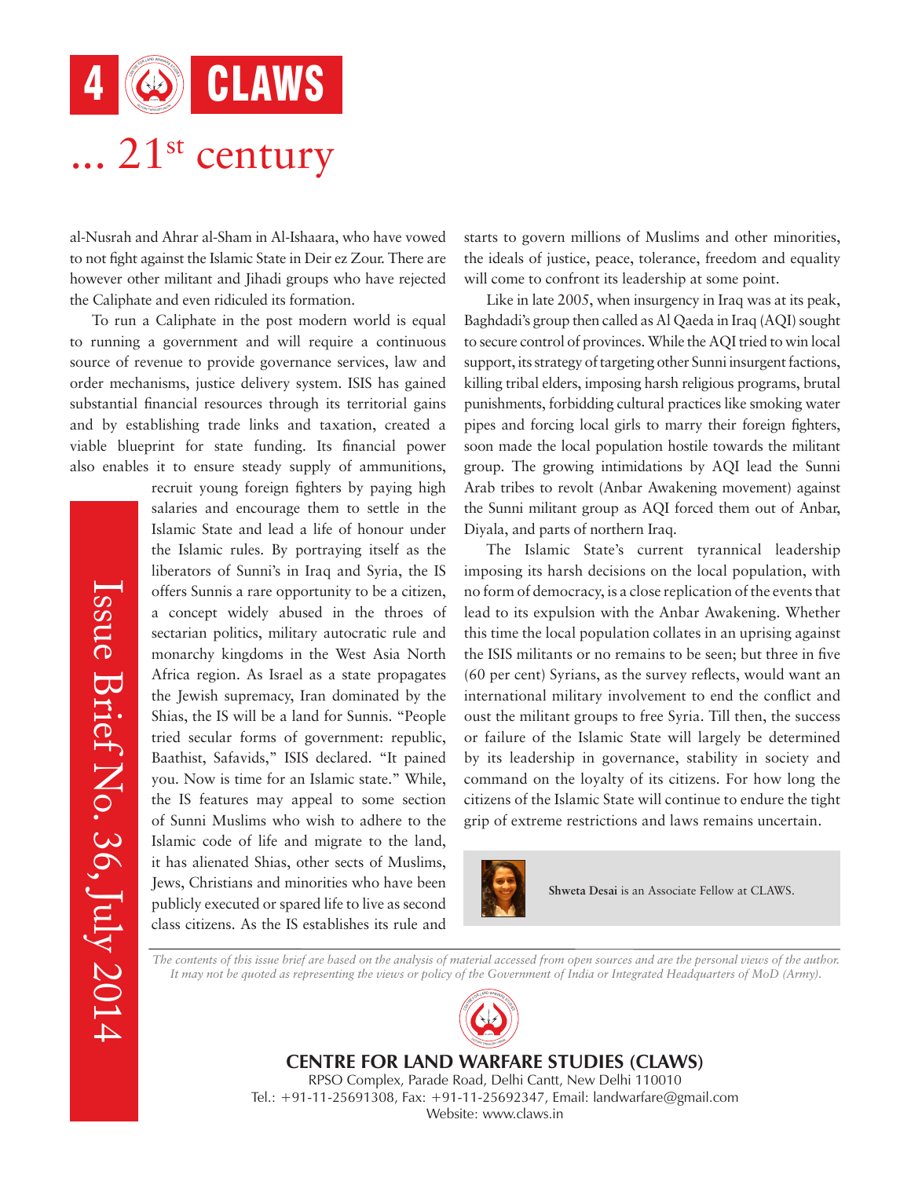# ... 21st century

al-Nusrah and Ahrar al-Sham in Al-Ishaara, who have vowed to not fight against the Islamic State in Deir ez Zour. There are however other militant and Jihadi groups who have rejected the Caliphate and even ridiculed its formation.

To run a Caliphate in the post modern world is equal to running a government and will require a continuous source of revenue to provide governance services, law and order mechanisms, justice delivery system. ISIS has gained substantial financial resources through its territorial gains and by establishing trade links and taxation, created a viable blueprint for state funding. Its financial power also enables it to ensure steady supply of ammunitions, recruit young foreign fighters by paying high salaries and encourage them to settle in the Islamic State and lead a life of honour under the Islamic rules. By portraying itself as the liberators of Sunni's in Iraq and Syria, the IS offers Sunnis a rare opportunity to be a citizen, a concept widely abused in the throes of sectarian politics, military autocratic rule and monarchy kingdoms in the West Asia North Africa region. As Israel as a state propagates the Jewish supremacy, Iran dominated by the Shias, the IS will be a land for Sunnis. "People tried secular forms of government: republic, Baathist, Safavids," ISIS declared. "It pained you. Now is time for an Islamic state." While, the IS features may appeal to some section of Sunni Muslims who wish to adhere to the Islamic code of life and migrate to the land, it has alienated Shias, other sects of Muslims, Jews, Christians and minorities who have been publicly executed or spared life to live as second class citizens. As the IS establishes its rule and starts to govern millions of Muslims and other minorities, the ideals of justice, peace, tolerance, freedom and equality will come to confront its leadership at some point.

Like in late 2005, when insurgency in Iraq was at its peak, Baghdadi's group then called as Al Qaeda in Iraq (AQI) sought to secure control of provinces. While the AQI tried to win local support, its strategy of targeting other Sunni insurgent factions, killing tribal elders, imposing harsh religious programs, brutal punishments, forbidding cultural practices like smoking water pipes and forcing local girls to marry their foreign fighters, soon made the local population hostile towards the militant group. The growing intimidations by AQI lead the Sunni Arab tribes to revolt (Anbar Awakening movement) against the Sunni militant group as AQI forced them out of Anbar, Diyala, and parts of northern Iraq.

The Islamic State's current tyrannical leadership imposing its harsh decisions on the local population, with no form of democracy, is a close replication of the events that lead to its expulsion with the Anbar Awakening. Whether this time the local population collates in an uprising against the ISIS militants or no remains to be seen; but three in five (60 per cent) Syrians, as the survey reflects, would want an international military involvement to end the conflict and oust the militant groups to free Syria. Till then, the success or failure of the Islamic State will largely be determined by its leadership in governance, stability in society and command on the loyalty of its citizens. For how long the citizens of the Islamic State will continue to endure the tight grip of extreme restrictions and laws remains uncertain.

**Shweta Desai** is an Associate Fellow at CLAWS.

*The contents of this issue brief are based on the analysis of material accessed from open sources and are the personal views of the author. It may not be quoted as representing the views or policy of the Government of India or Integrated Headquarters of MoD (Army).*

**CENTRE FOR LAND WARFARE STUDIES (CLAWS)**
RPSO Complex, Parade Road, Delhi Cantt, New Delhi 110010
Tel.: +91-11-25691308, Fax: +91-11-25692347, Email: landwarfare@gmail.com
Website: www.claws.in